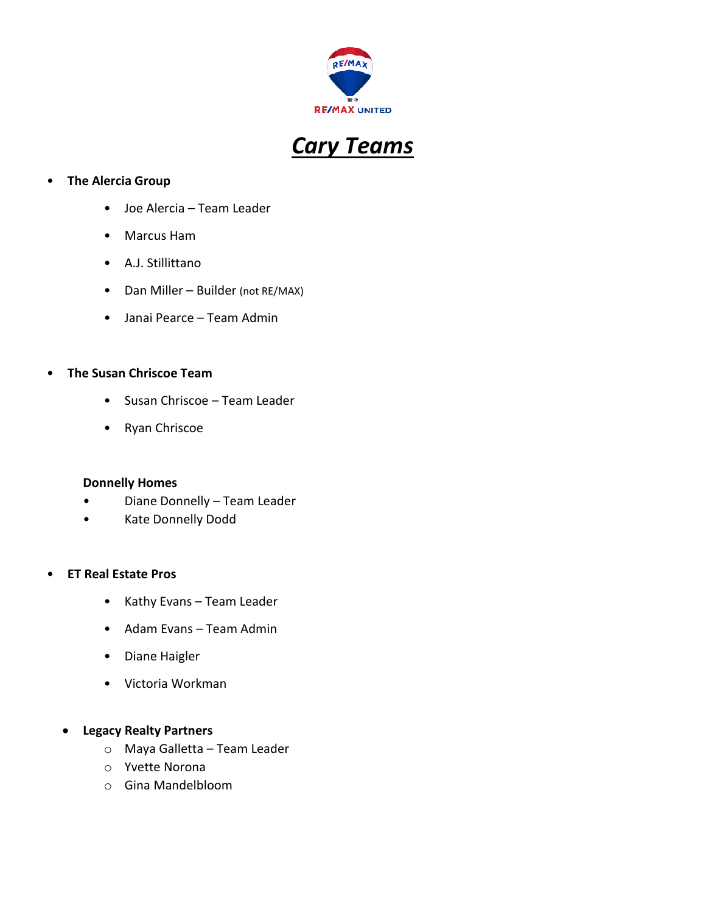RE/MAX UNITED

# ***Cary Teams***

- **The Alercia Group**
  - Joe Alercia – Team Leader
  - Marcus Ham
  - A.J. Stillittano
  - Dan Miller – Builder (not RE/MAX)
  - Janai Pearce – Team Admin

- **The Susan Chriscoe Team**
  - Susan Chriscoe – Team Leader
  - Ryan Chriscoe

**Donnelly Homes**

- Diane Donnelly – Team Leader
- Kate Donnelly Dodd

- **ET Real Estate Pros**
  - Kathy Evans – Team Leader
  - Adam Evans – Team Admin
  - Diane Haigler
  - Victoria Workman

- **Legacy Realty Partners**
  - Maya Galletta – Team Leader
  - Yvette Norona
  - Gina Mandelbloom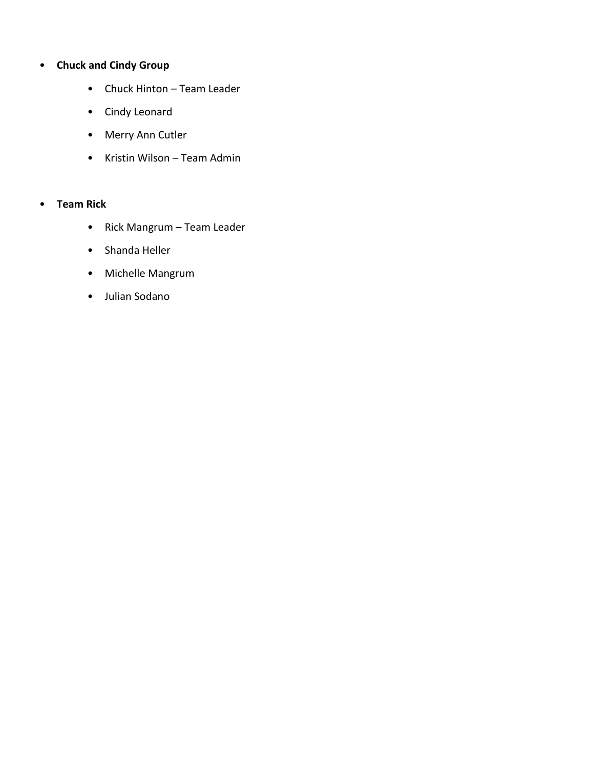- **Chuck and Cindy Group**
    - Chuck Hinton – Team Leader
    - Cindy Leonard
    - Merry Ann Cutler
    - Kristin Wilson – Team Admin

- **Team Rick**
    - Rick Mangrum – Team Leader
    - Shanda Heller
    - Michelle Mangrum
    - Julian Sodano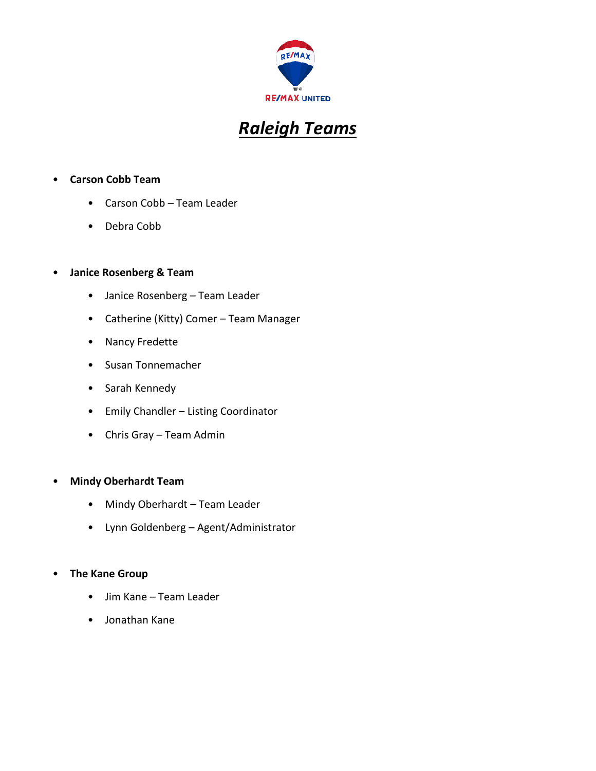# ***Raleigh Teams***

- **Carson Cobb Team**
    - Carson Cobb – Team Leader
    - Debra Cobb

- **Janice Rosenberg & Team**
    - Janice Rosenberg – Team Leader
    - Catherine (Kitty) Comer – Team Manager
    - Nancy Fredette
    - Susan Tonnemacher
    - Sarah Kennedy
    - Emily Chandler – Listing Coordinator
    - Chris Gray – Team Admin

- **Mindy Oberhardt Team**
    - Mindy Oberhardt – Team Leader
    - Lynn Goldenberg – Agent/Administrator

- **The Kane Group**
    - Jim Kane – Team Leader
    - Jonathan Kane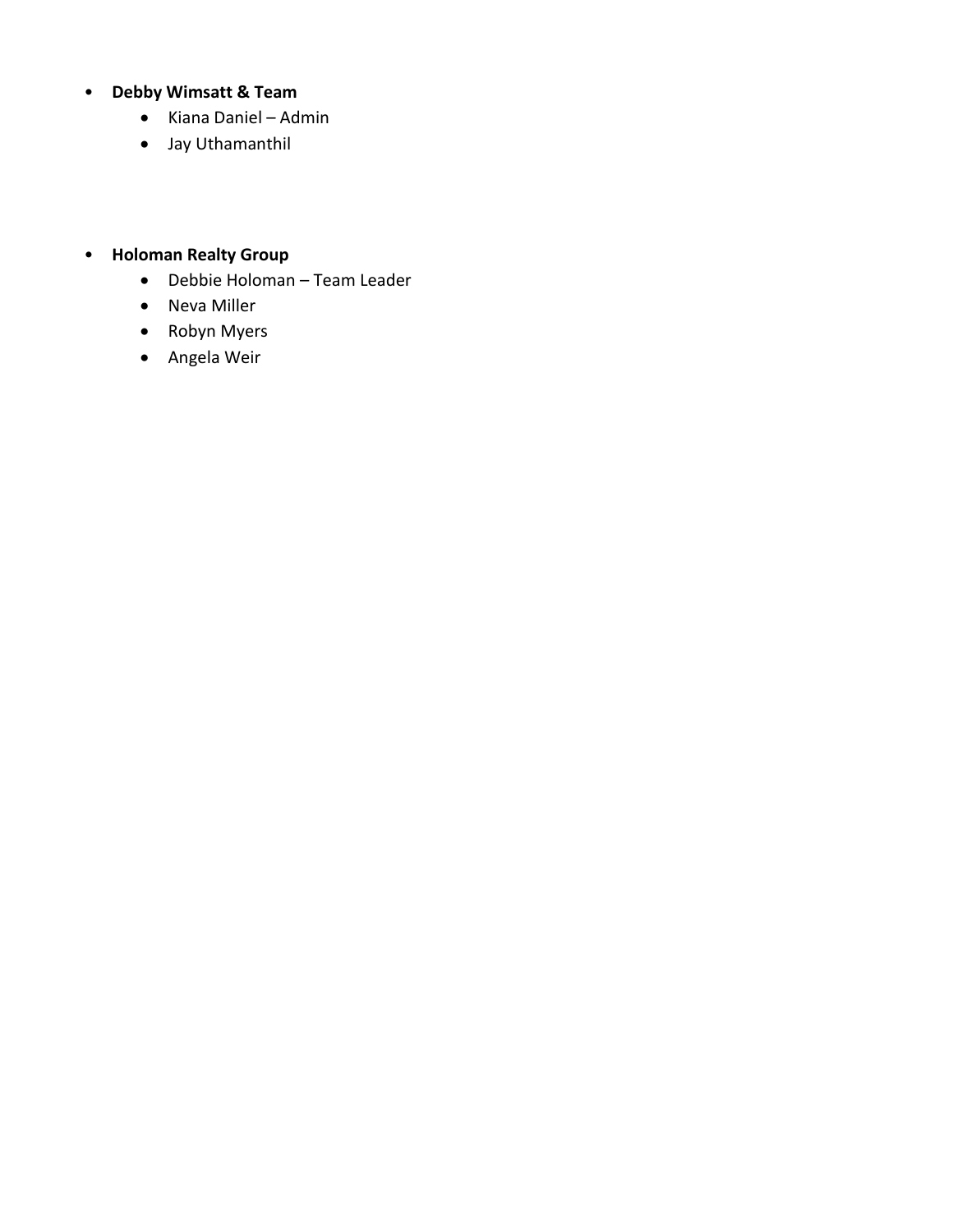- **Debby Wimsatt & Team**
    - Kiana Daniel – Admin
    - Jay Uthamanthil

- **Holoman Realty Group**
    - Debbie Holoman – Team Leader
    - Neva Miller
    - Robyn Myers
    - Angela Weir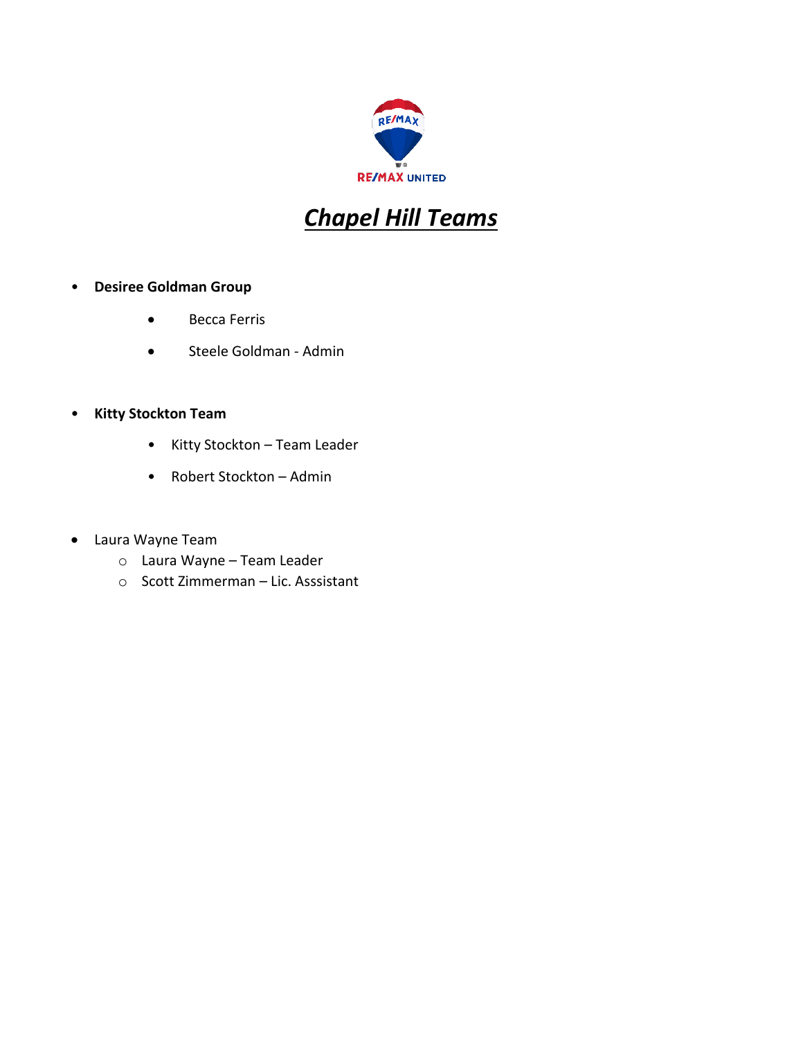RE/MAX UNITED

# ***Chapel Hill Teams***

- **Desiree Goldman Group**
  - Becca Ferris
  - Steele Goldman - Admin

- **Kitty Stockton Team**
  - Kitty Stockton – Team Leader
  - Robert Stockton – Admin

- Laura Wayne Team
  - Laura Wayne – Team Leader
  - Scott Zimmerman – Lic. Asssistant